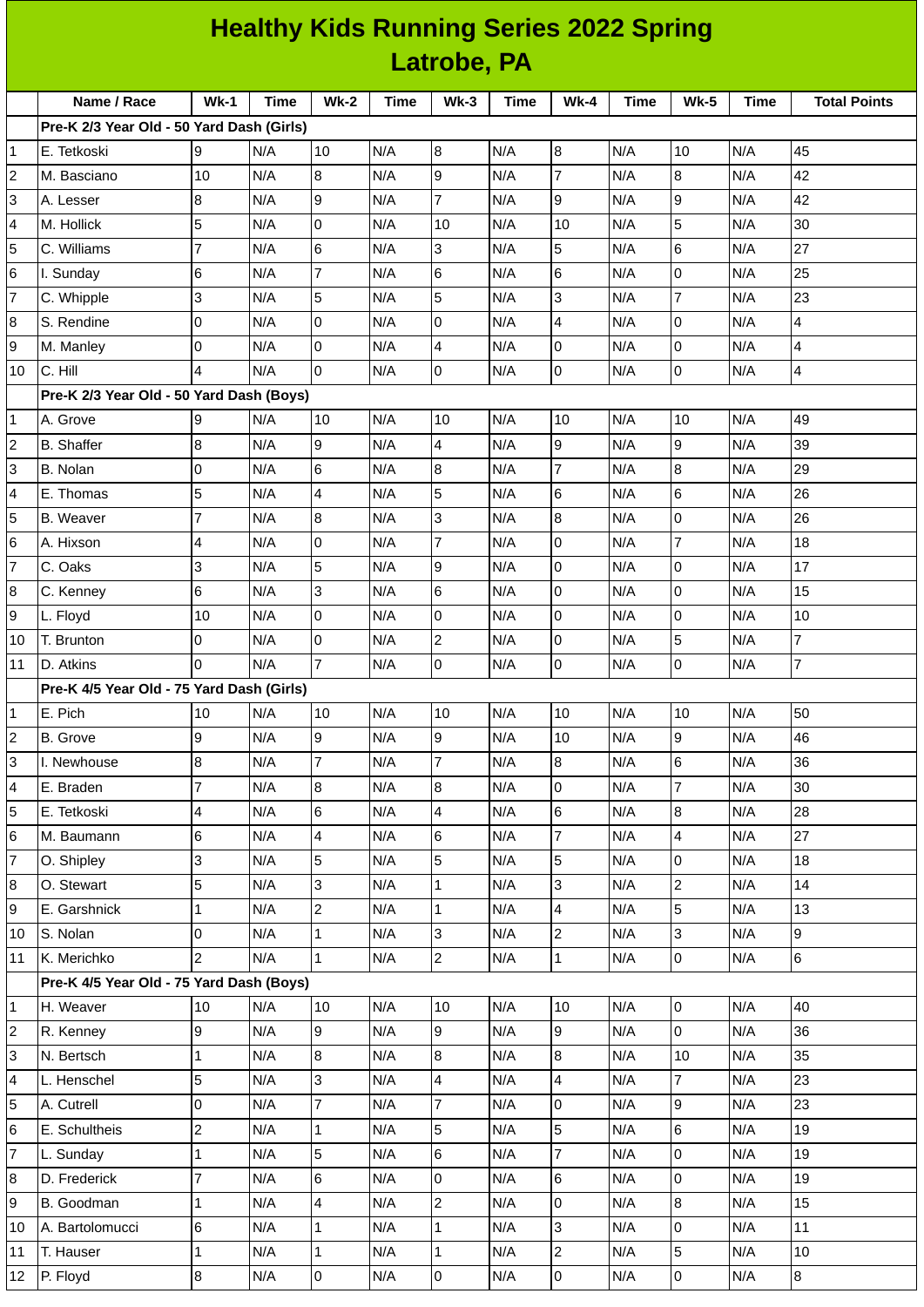# Healthy Kids Running Series 2022 Spring

## Latrobe, PA

| | Name / Race | Wk-1 | Time | Wk-2 | Time | Wk-3 | Time | Wk-4 | Time | Wk-5 | Time | Total Points |
|---|---|---|---|---|---|---|---|---|---|---|---|---|
| | **Pre-K 2/3 Year Old - 50 Yard Dash (Girls)** | | | | | | | | | | | |
| 1 | E. Tetkoski | 9 | N/A | 10 | N/A | 8 | N/A | 8 | N/A | 10 | N/A | 45 |
| 2 | M. Basciano | 10 | N/A | 8 | N/A | 9 | N/A | 7 | N/A | 8 | N/A | 42 |
| 3 | A. Lesser | 8 | N/A | 9 | N/A | 7 | N/A | 9 | N/A | 9 | N/A | 42 |
| 4 | M. Hollick | 5 | N/A | 0 | N/A | 10 | N/A | 10 | N/A | 5 | N/A | 30 |
| 5 | C. Williams | 7 | N/A | 6 | N/A | 3 | N/A | 5 | N/A | 6 | N/A | 27 |
| 6 | I. Sunday | 6 | N/A | 7 | N/A | 6 | N/A | 6 | N/A | 0 | N/A | 25 |
| 7 | C. Whipple | 3 | N/A | 5 | N/A | 5 | N/A | 3 | N/A | 7 | N/A | 23 |
| 8 | S. Rendine | 0 | N/A | 0 | N/A | 0 | N/A | 4 | N/A | 0 | N/A | 4 |
| 9 | M. Manley | 0 | N/A | 0 | N/A | 4 | N/A | 0 | N/A | 0 | N/A | 4 |
| 10 | C. Hill | 4 | N/A | 0 | N/A | 0 | N/A | 0 | N/A | 0 | N/A | 4 |
| | **Pre-K 2/3 Year Old - 50 Yard Dash (Boys)** | | | | | | | | | | | |
| 1 | A. Grove | 9 | N/A | 10 | N/A | 10 | N/A | 10 | N/A | 10 | N/A | 49 |
| 2 | B. Shaffer | 8 | N/A | 9 | N/A | 4 | N/A | 9 | N/A | 9 | N/A | 39 |
| 3 | B. Nolan | 0 | N/A | 6 | N/A | 8 | N/A | 7 | N/A | 8 | N/A | 29 |
| 4 | E. Thomas | 5 | N/A | 4 | N/A | 5 | N/A | 6 | N/A | 6 | N/A | 26 |
| 5 | B. Weaver | 7 | N/A | 8 | N/A | 3 | N/A | 8 | N/A | 0 | N/A | 26 |
| 6 | A. Hixson | 4 | N/A | 0 | N/A | 7 | N/A | 0 | N/A | 7 | N/A | 18 |
| 7 | C. Oaks | 3 | N/A | 5 | N/A | 9 | N/A | 0 | N/A | 0 | N/A | 17 |
| 8 | C. Kenney | 6 | N/A | 3 | N/A | 6 | N/A | 0 | N/A | 0 | N/A | 15 |
| 9 | L. Floyd | 10 | N/A | 0 | N/A | 0 | N/A | 0 | N/A | 0 | N/A | 10 |
| 10 | T. Brunton | 0 | N/A | 0 | N/A | 2 | N/A | 0 | N/A | 5 | N/A | 7 |
| 11 | D. Atkins | 0 | N/A | 7 | N/A | 0 | N/A | 0 | N/A | 0 | N/A | 7 |
| | **Pre-K 4/5 Year Old - 75 Yard Dash (Girls)** | | | | | | | | | | | |
| 1 | E. Pich | 10 | N/A | 10 | N/A | 10 | N/A | 10 | N/A | 10 | N/A | 50 |
| 2 | B. Grove | 9 | N/A | 9 | N/A | 9 | N/A | 10 | N/A | 9 | N/A | 46 |
| 3 | I. Newhouse | 8 | N/A | 7 | N/A | 7 | N/A | 8 | N/A | 6 | N/A | 36 |
| 4 | E. Braden | 7 | N/A | 8 | N/A | 8 | N/A | 0 | N/A | 7 | N/A | 30 |
| 5 | E. Tetkoski | 4 | N/A | 6 | N/A | 4 | N/A | 6 | N/A | 8 | N/A | 28 |
| 6 | M. Baumann | 6 | N/A | 4 | N/A | 6 | N/A | 7 | N/A | 4 | N/A | 27 |
| 7 | O. Shipley | 3 | N/A | 5 | N/A | 5 | N/A | 5 | N/A | 0 | N/A | 18 |
| 8 | O. Stewart | 5 | N/A | 3 | N/A | 1 | N/A | 3 | N/A | 2 | N/A | 14 |
| 9 | E. Garshnick | 1 | N/A | 2 | N/A | 1 | N/A | 4 | N/A | 5 | N/A | 13 |
| 10 | S. Nolan | 0 | N/A | 1 | N/A | 3 | N/A | 2 | N/A | 3 | N/A | 9 |
| 11 | K. Merichko | 2 | N/A | 1 | N/A | 2 | N/A | 1 | N/A | 0 | N/A | 6 |
| | **Pre-K 4/5 Year Old - 75 Yard Dash (Boys)** | | | | | | | | | | | |
| 1 | H. Weaver | 10 | N/A | 10 | N/A | 10 | N/A | 10 | N/A | 0 | N/A | 40 |
| 2 | R. Kenney | 9 | N/A | 9 | N/A | 9 | N/A | 9 | N/A | 0 | N/A | 36 |
| 3 | N. Bertsch | 1 | N/A | 8 | N/A | 8 | N/A | 8 | N/A | 10 | N/A | 35 |
| 4 | L. Henschel | 5 | N/A | 3 | N/A | 4 | N/A | 4 | N/A | 7 | N/A | 23 |
| 5 | A. Cutrell | 0 | N/A | 7 | N/A | 7 | N/A | 0 | N/A | 9 | N/A | 23 |
| 6 | E. Schultheis | 2 | N/A | 1 | N/A | 5 | N/A | 5 | N/A | 6 | N/A | 19 |
| 7 | L. Sunday | 1 | N/A | 5 | N/A | 6 | N/A | 7 | N/A | 0 | N/A | 19 |
| 8 | D. Frederick | 7 | N/A | 6 | N/A | 0 | N/A | 6 | N/A | 0 | N/A | 19 |
| 9 | B. Goodman | 1 | N/A | 4 | N/A | 2 | N/A | 0 | N/A | 8 | N/A | 15 |
| 10 | A. Bartolomucci | 6 | N/A | 1 | N/A | 1 | N/A | 3 | N/A | 0 | N/A | 11 |
| 11 | T. Hauser | 1 | N/A | 1 | N/A | 1 | N/A | 2 | N/A | 5 | N/A | 10 |
| 12 | P. Floyd | 8 | N/A | 0 | N/A | 0 | N/A | 0 | N/A | 0 | N/A | 8 |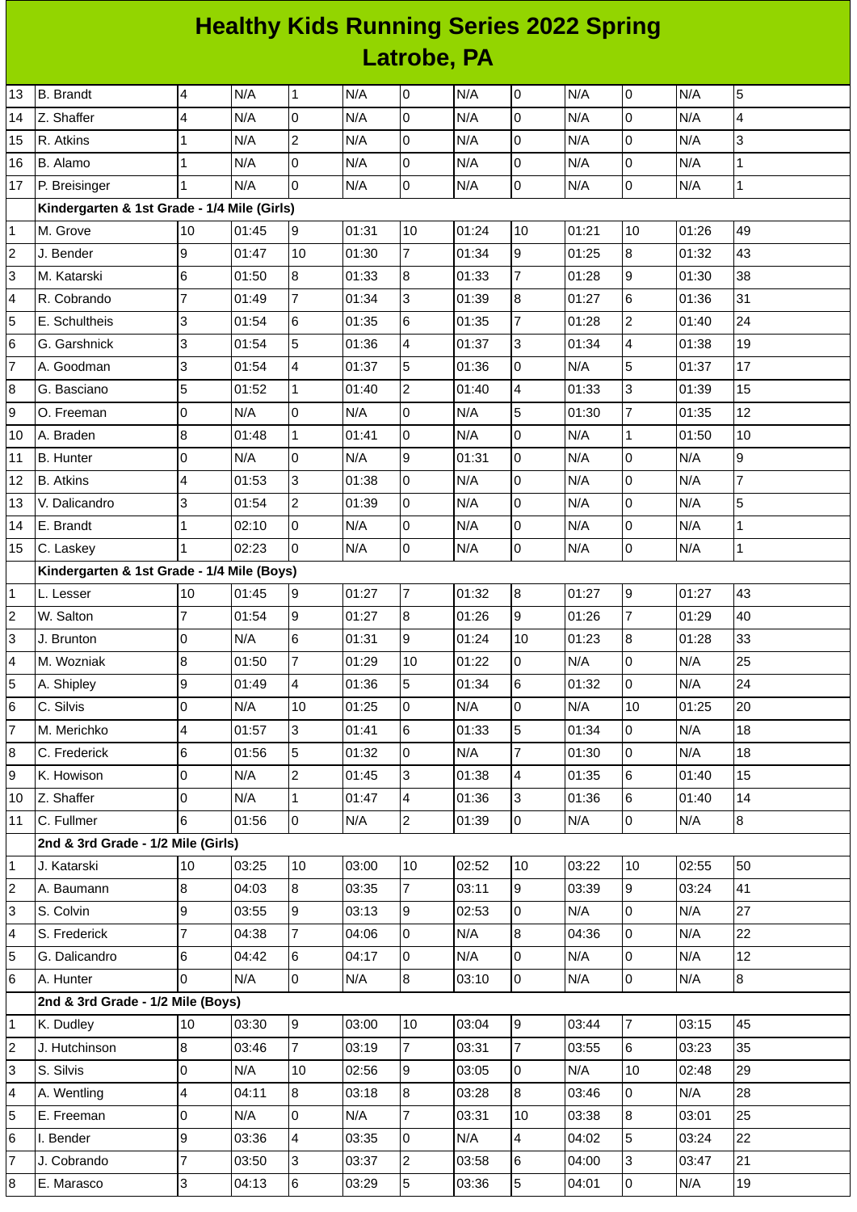# Healthy Kids Running Series 2022 Spring
## Latrobe, PA

| | | | | | | | | | | | | |
|---|---|---|---|---|---|---|---|---|---|---|---|---|
| 13 | B. Brandt | 4 | N/A | 1 | N/A | 0 | N/A | 0 | N/A | 0 | N/A | 5 |
| 14 | Z. Shaffer | 4 | N/A | 0 | N/A | 0 | N/A | 0 | N/A | 0 | N/A | 4 |
| 15 | R. Atkins | 1 | N/A | 2 | N/A | 0 | N/A | 0 | N/A | 0 | N/A | 3 |
| 16 | B. Alamo | 1 | N/A | 0 | N/A | 0 | N/A | 0 | N/A | 0 | N/A | 1 |
| 17 | P. Breisinger | 1 | N/A | 0 | N/A | 0 | N/A | 0 | N/A | 0 | N/A | 1 |
| | **Kindergarten & 1st Grade - 1/4 Mile (Girls)** | | | | | | | | | | | |
| 1 | M. Grove | 10 | 01:45 | 9 | 01:31 | 10 | 01:24 | 10 | 01:21 | 10 | 01:26 | 49 |
| 2 | J. Bender | 9 | 01:47 | 10 | 01:30 | 7 | 01:34 | 9 | 01:25 | 8 | 01:32 | 43 |
| 3 | M. Katarski | 6 | 01:50 | 8 | 01:33 | 8 | 01:33 | 7 | 01:28 | 9 | 01:30 | 38 |
| 4 | R. Cobrando | 7 | 01:49 | 7 | 01:34 | 3 | 01:39 | 8 | 01:27 | 6 | 01:36 | 31 |
| 5 | E. Schultheis | 3 | 01:54 | 6 | 01:35 | 6 | 01:35 | 7 | 01:28 | 2 | 01:40 | 24 |
| 6 | G. Garshnick | 3 | 01:54 | 5 | 01:36 | 4 | 01:37 | 3 | 01:34 | 4 | 01:38 | 19 |
| 7 | A. Goodman | 3 | 01:54 | 4 | 01:37 | 5 | 01:36 | 0 | N/A | 5 | 01:37 | 17 |
| 8 | G. Basciano | 5 | 01:52 | 1 | 01:40 | 2 | 01:40 | 4 | 01:33 | 3 | 01:39 | 15 |
| 9 | O. Freeman | 0 | N/A | 0 | N/A | 0 | N/A | 5 | 01:30 | 7 | 01:35 | 12 |
| 10 | A. Braden | 8 | 01:48 | 1 | 01:41 | 0 | N/A | 0 | N/A | 1 | 01:50 | 10 |
| 11 | B. Hunter | 0 | N/A | 0 | N/A | 9 | 01:31 | 0 | N/A | 0 | N/A | 9 |
| 12 | B. Atkins | 4 | 01:53 | 3 | 01:38 | 0 | N/A | 0 | N/A | 0 | N/A | 7 |
| 13 | V. Dalicandro | 3 | 01:54 | 2 | 01:39 | 0 | N/A | 0 | N/A | 0 | N/A | 5 |
| 14 | E. Brandt | 1 | 02:10 | 0 | N/A | 0 | N/A | 0 | N/A | 0 | N/A | 1 |
| 15 | C. Laskey | 1 | 02:23 | 0 | N/A | 0 | N/A | 0 | N/A | 0 | N/A | 1 |
| | **Kindergarten & 1st Grade - 1/4 Mile (Boys)** | | | | | | | | | | | |
| 1 | L. Lesser | 10 | 01:45 | 9 | 01:27 | 7 | 01:32 | 8 | 01:27 | 9 | 01:27 | 43 |
| 2 | W. Salton | 7 | 01:54 | 9 | 01:27 | 8 | 01:26 | 9 | 01:26 | 7 | 01:29 | 40 |
| 3 | J. Brunton | 0 | N/A | 6 | 01:31 | 9 | 01:24 | 10 | 01:23 | 8 | 01:28 | 33 |
| 4 | M. Wozniak | 8 | 01:50 | 7 | 01:29 | 10 | 01:22 | 0 | N/A | 0 | N/A | 25 |
| 5 | A. Shipley | 9 | 01:49 | 4 | 01:36 | 5 | 01:34 | 6 | 01:32 | 0 | N/A | 24 |
| 6 | C. Silvis | 0 | N/A | 10 | 01:25 | 0 | N/A | 0 | N/A | 10 | 01:25 | 20 |
| 7 | M. Merichko | 4 | 01:57 | 3 | 01:41 | 6 | 01:33 | 5 | 01:34 | 0 | N/A | 18 |
| 8 | C. Frederick | 6 | 01:56 | 5 | 01:32 | 0 | N/A | 7 | 01:30 | 0 | N/A | 18 |
| 9 | K. Howison | 0 | N/A | 2 | 01:45 | 3 | 01:38 | 4 | 01:35 | 6 | 01:40 | 15 |
| 10 | Z. Shaffer | 0 | N/A | 1 | 01:47 | 4 | 01:36 | 3 | 01:36 | 6 | 01:40 | 14 |
| 11 | C. Fullmer | 6 | 01:56 | 0 | N/A | 2 | 01:39 | 0 | N/A | 0 | N/A | 8 |
| | **2nd & 3rd Grade - 1/2 Mile (Girls)** | | | | | | | | | | | |
| 1 | J. Katarski | 10 | 03:25 | 10 | 03:00 | 10 | 02:52 | 10 | 03:22 | 10 | 02:55 | 50 |
| 2 | A. Baumann | 8 | 04:03 | 8 | 03:35 | 7 | 03:11 | 9 | 03:39 | 9 | 03:24 | 41 |
| 3 | S. Colvin | 9 | 03:55 | 9 | 03:13 | 9 | 02:53 | 0 | N/A | 0 | N/A | 27 |
| 4 | S. Frederick | 7 | 04:38 | 7 | 04:06 | 0 | N/A | 8 | 04:36 | 0 | N/A | 22 |
| 5 | G. Dalicandro | 6 | 04:42 | 6 | 04:17 | 0 | N/A | 0 | N/A | 0 | N/A | 12 |
| 6 | A. Hunter | 0 | N/A | 0 | N/A | 8 | 03:10 | 0 | N/A | 0 | N/A | 8 |
| | **2nd & 3rd Grade - 1/2 Mile (Boys)** | | | | | | | | | | | |
| 1 | K. Dudley | 10 | 03:30 | 9 | 03:00 | 10 | 03:04 | 9 | 03:44 | 7 | 03:15 | 45 |
| 2 | J. Hutchinson | 8 | 03:46 | 7 | 03:19 | 7 | 03:31 | 7 | 03:55 | 6 | 03:23 | 35 |
| 3 | S. Silvis | 0 | N/A | 10 | 02:56 | 9 | 03:05 | 0 | N/A | 10 | 02:48 | 29 |
| 4 | A. Wentling | 4 | 04:11 | 8 | 03:18 | 8 | 03:28 | 8 | 03:46 | 0 | N/A | 28 |
| 5 | E. Freeman | 0 | N/A | 0 | N/A | 7 | 03:31 | 10 | 03:38 | 8 | 03:01 | 25 |
| 6 | I. Bender | 9 | 03:36 | 4 | 03:35 | 0 | N/A | 4 | 04:02 | 5 | 03:24 | 22 |
| 7 | J. Cobrando | 7 | 03:50 | 3 | 03:37 | 2 | 03:58 | 6 | 04:00 | 3 | 03:47 | 21 |
| 8 | E. Marasco | 3 | 04:13 | 6 | 03:29 | 5 | 03:36 | 5 | 04:01 | 0 | N/A | 19 |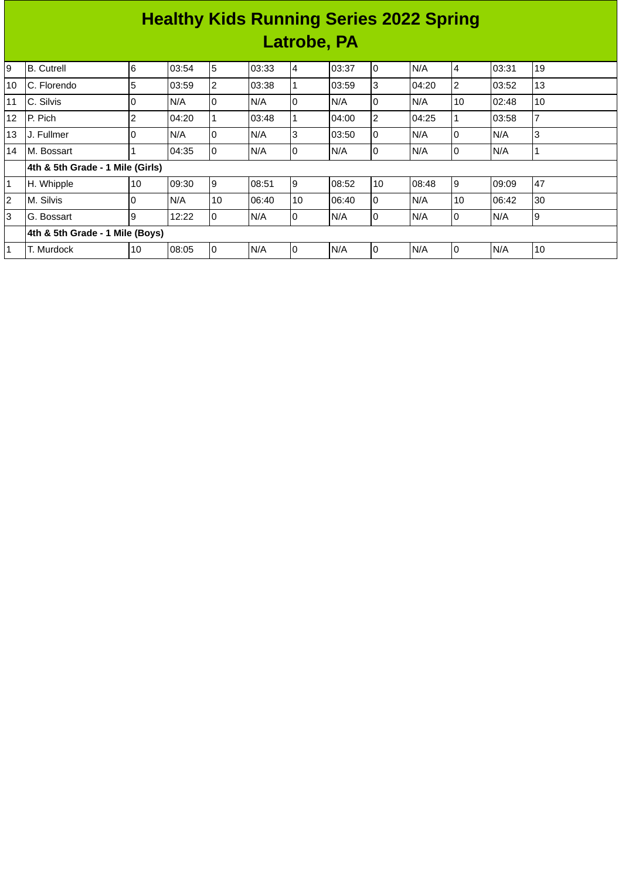# Healthy Kids Running Series 2022 Spring
## Latrobe, PA

| | | | | | | | | | | | | |
|---|---|---|---|---|---|---|---|---|---|---|---|---|
| 9 | B. Cutrell | 6 | 03:54 | 5 | 03:33 | 4 | 03:37 | 0 | N/A | 4 | 03:31 | 19 |
| 10 | C. Florendo | 5 | 03:59 | 2 | 03:38 | 1 | 03:59 | 3 | 04:20 | 2 | 03:52 | 13 |
| 11 | C. Silvis | 0 | N/A | 0 | N/A | 0 | N/A | 0 | N/A | 10 | 02:48 | 10 |
| 12 | P. Pich | 2 | 04:20 | 1 | 03:48 | 1 | 04:00 | 2 | 04:25 | 1 | 03:58 | 7 |
| 13 | J. Fullmer | 0 | N/A | 0 | N/A | 3 | 03:50 | 0 | N/A | 0 | N/A | 3 |
| 14 | M. Bossart | 1 | 04:35 | 0 | N/A | 0 | N/A | 0 | N/A | 0 | N/A | 1 |
| | **4th & 5th Grade - 1 Mile (Girls)** | | | | | | | | | | | |
| 1 | H. Whipple | 10 | 09:30 | 9 | 08:51 | 9 | 08:52 | 10 | 08:48 | 9 | 09:09 | 47 |
| 2 | M. Silvis | 0 | N/A | 10 | 06:40 | 10 | 06:40 | 0 | N/A | 10 | 06:42 | 30 |
| 3 | G. Bossart | 9 | 12:22 | 0 | N/A | 0 | N/A | 0 | N/A | 0 | N/A | 9 |
| | **4th & 5th Grade - 1 Mile (Boys)** | | | | | | | | | | | |
| 1 | T. Murdock | 10 | 08:05 | 0 | N/A | 0 | N/A | 0 | N/A | 0 | N/A | 10 |